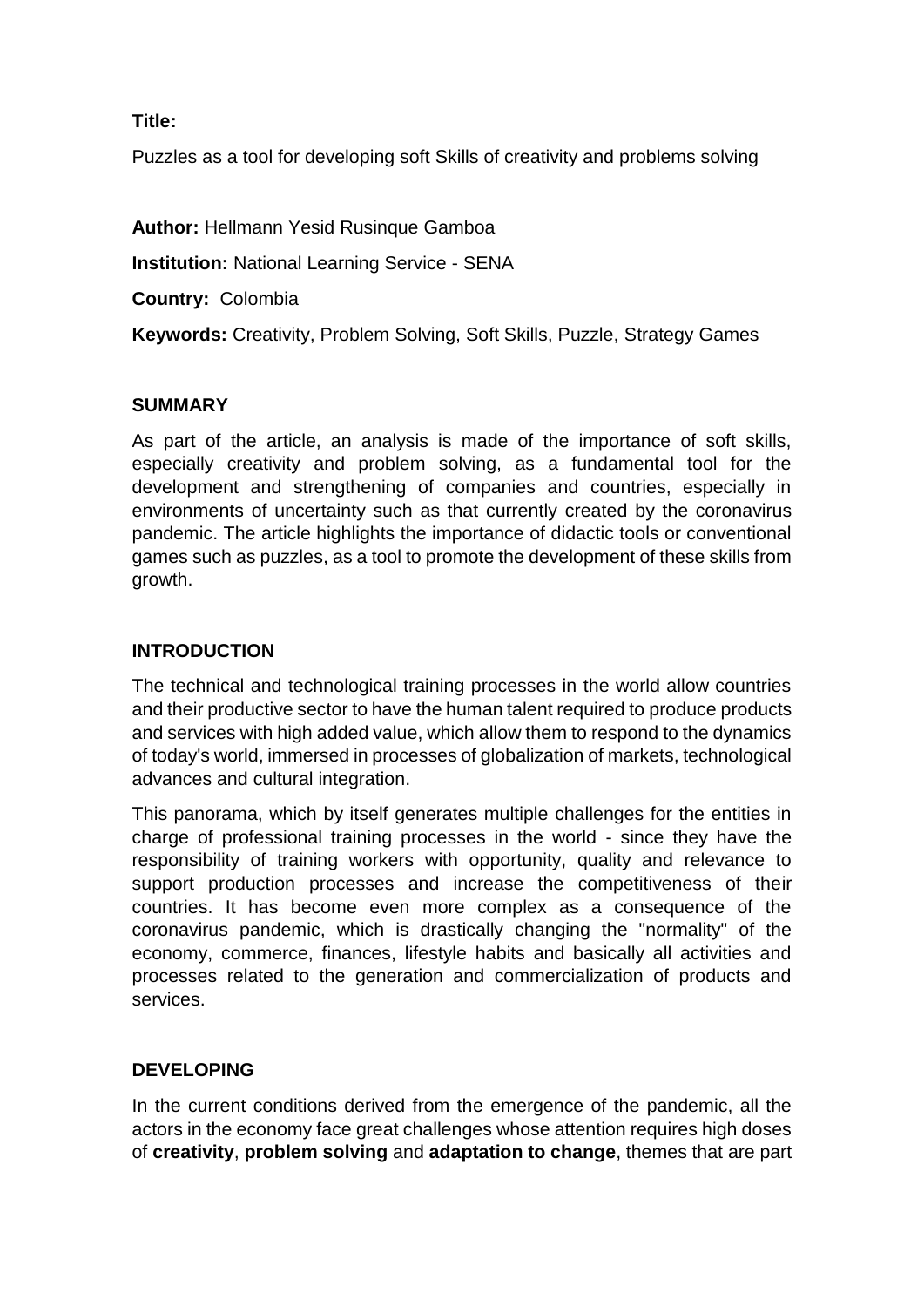**Title:**

Puzzles as a tool for developing soft Skills of creativity and problems solving

**Author:** Hellmann Yesid Rusinque Gamboa

**Institution:** National Learning Service - SENA

**Country:** Colombia

**Keywords:** Creativity, Problem Solving, Soft Skills, Puzzle, Strategy Games

## SUMMARY

As part of the article, an analysis is made of the importance of soft skills, especially creativity and problem solving, as a fundamental tool for the development and strengthening of companies and countries, especially in environments of uncertainty such as that currently created by the coronavirus pandemic. The article highlights the importance of didactic tools or conventional games such as puzzles, as a tool to promote the development of these skills from growth.

## INTRODUCTION

The technical and technological training processes in the world allow countries and their productive sector to have the human talent required to produce products and services with high added value, which allow them to respond to the dynamics of today's world, immersed in processes of globalization of markets, technological advances and cultural integration.

This panorama, which by itself generates multiple challenges for the entities in charge of professional training processes in the world - since they have the responsibility of training workers with opportunity, quality and relevance to support production processes and increase the competitiveness of their countries. It has become even more complex as a consequence of the coronavirus pandemic, which is drastically changing the "normality" of the economy, commerce, finances, lifestyle habits and basically all activities and processes related to the generation and commercialization of products and services.

## DEVELOPING

In the current conditions derived from the emergence of the pandemic, all the actors in the economy face great challenges whose attention requires high doses of **creativity**, **problem solving** and **adaptation to change**, themes that are part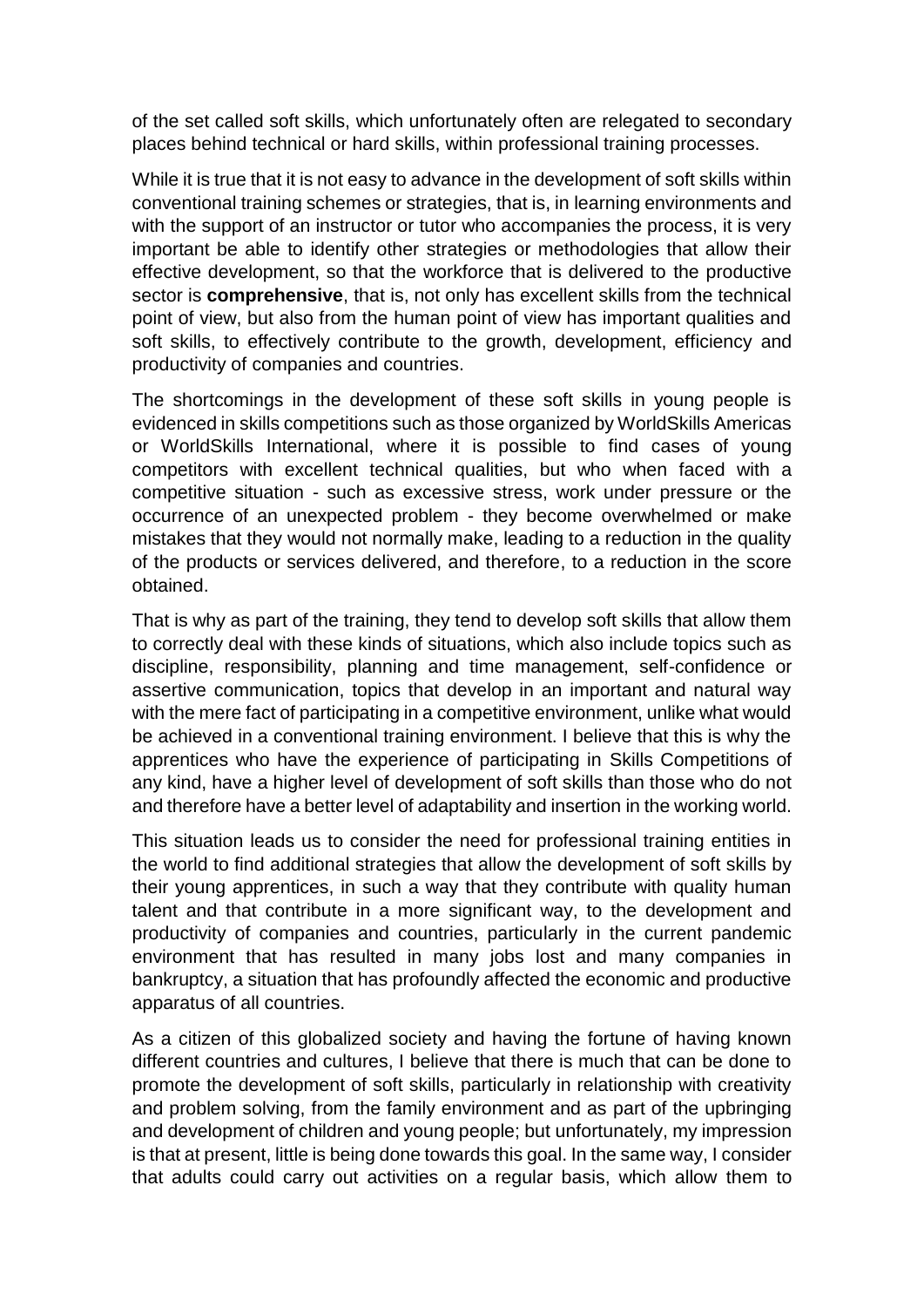of the set called soft skills, which unfortunately often are relegated to secondary places behind technical or hard skills, within professional training processes.

While it is true that it is not easy to advance in the development of soft skills within conventional training schemes or strategies, that is, in learning environments and with the support of an instructor or tutor who accompanies the process, it is very important be able to identify other strategies or methodologies that allow their effective development, so that the workforce that is delivered to the productive sector is **comprehensive**, that is, not only has excellent skills from the technical point of view, but also from the human point of view has important qualities and soft skills, to effectively contribute to the growth, development, efficiency and productivity of companies and countries.

The shortcomings in the development of these soft skills in young people is evidenced in skills competitions such as those organized by WorldSkills Americas or WorldSkills International, where it is possible to find cases of young competitors with excellent technical qualities, but who when faced with a competitive situation - such as excessive stress, work under pressure or the occurrence of an unexpected problem - they become overwhelmed or make mistakes that they would not normally make, leading to a reduction in the quality of the products or services delivered, and therefore, to a reduction in the score obtained.

That is why as part of the training, they tend to develop soft skills that allow them to correctly deal with these kinds of situations, which also include topics such as discipline, responsibility, planning and time management, self-confidence or assertive communication, topics that develop in an important and natural way with the mere fact of participating in a competitive environment, unlike what would be achieved in a conventional training environment. I believe that this is why the apprentices who have the experience of participating in Skills Competitions of any kind, have a higher level of development of soft skills than those who do not and therefore have a better level of adaptability and insertion in the working world.

This situation leads us to consider the need for professional training entities in the world to find additional strategies that allow the development of soft skills by their young apprentices, in such a way that they contribute with quality human talent and that contribute in a more significant way, to the development and productivity of companies and countries, particularly in the current pandemic environment that has resulted in many jobs lost and many companies in bankruptcy, a situation that has profoundly affected the economic and productive apparatus of all countries.

As a citizen of this globalized society and having the fortune of having known different countries and cultures, I believe that there is much that can be done to promote the development of soft skills, particularly in relationship with creativity and problem solving, from the family environment and as part of the upbringing and development of children and young people; but unfortunately, my impression is that at present, little is being done towards this goal. In the same way, I consider that adults could carry out activities on a regular basis, which allow them to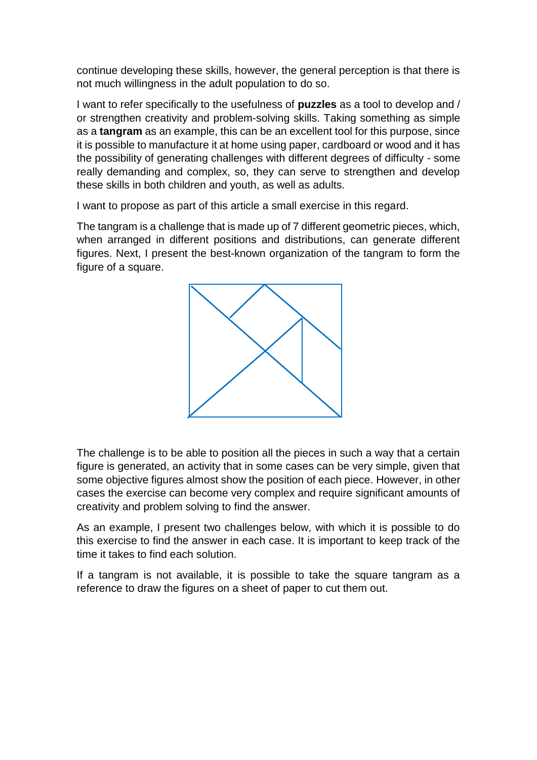continue developing these skills, however, the general perception is that there is not much willingness in the adult population to do so.

I want to refer specifically to the usefulness of **puzzles** as a tool to develop and / or strengthen creativity and problem-solving skills. Taking something as simple as a **tangram** as an example, this can be an excellent tool for this purpose, since it is possible to manufacture it at home using paper, cardboard or wood and it has the possibility of generating challenges with different degrees of difficulty - some really demanding and complex, so, they can serve to strengthen and develop these skills in both children and youth, as well as adults.

I want to propose as part of this article a small exercise in this regard.

The tangram is a challenge that is made up of 7 different geometric pieces, which, when arranged in different positions and distributions, can generate different figures. Next, I present the best-known organization of the tangram to form the figure of a square.

The challenge is to be able to position all the pieces in such a way that a certain figure is generated, an activity that in some cases can be very simple, given that some objective figures almost show the position of each piece. However, in other cases the exercise can become very complex and require significant amounts of creativity and problem solving to find the answer.

As an example, I present two challenges below, with which it is possible to do this exercise to find the answer in each case. It is important to keep track of the time it takes to find each solution.

If a tangram is not available, it is possible to take the square tangram as a reference to draw the figures on a sheet of paper to cut them out.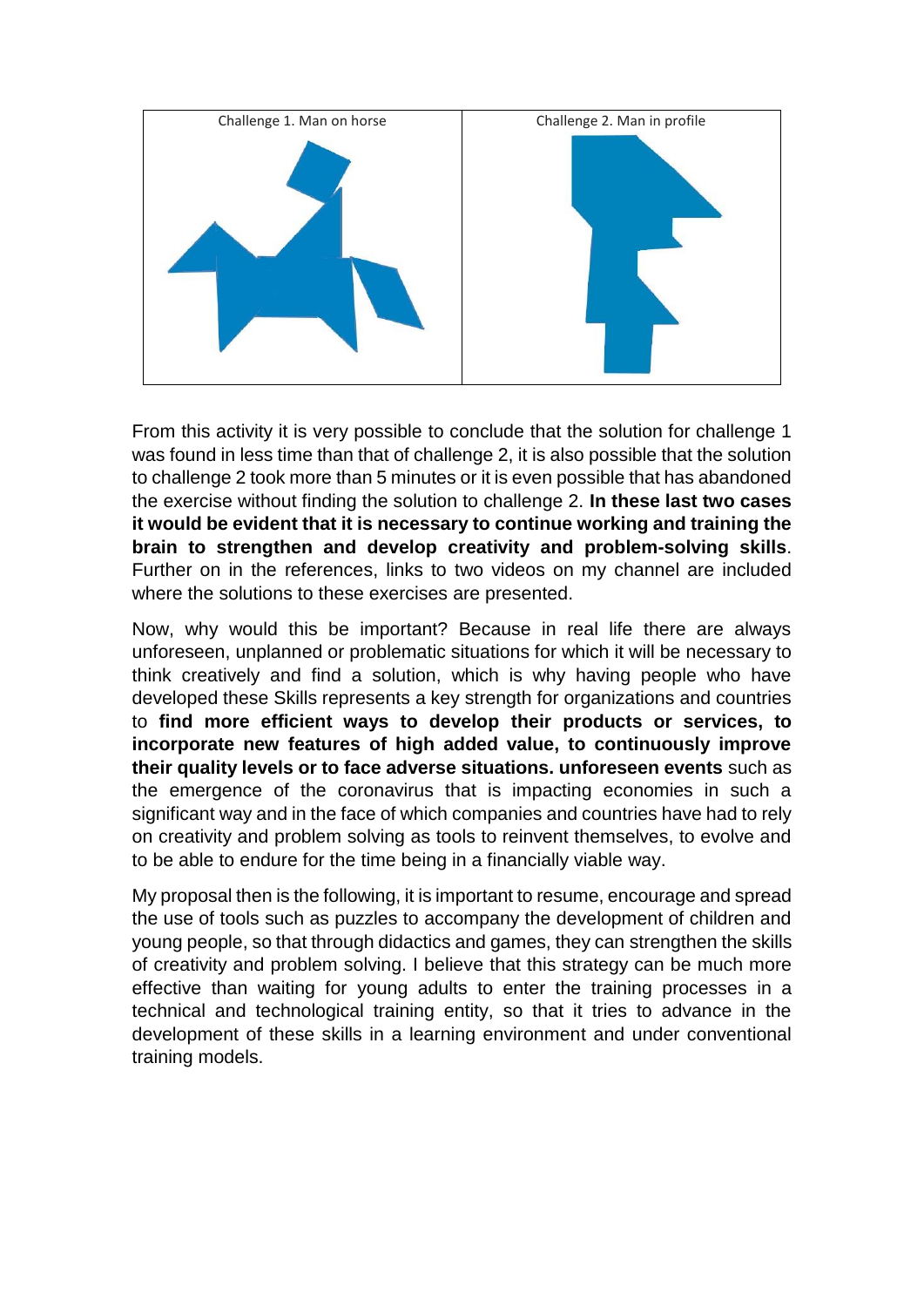| Challenge 1. Man on horse | Challenge 2. Man in profile |
| --- | --- |
| | |

From this activity it is very possible to conclude that the solution for challenge 1 was found in less time than that of challenge 2, it is also possible that the solution to challenge 2 took more than 5 minutes or it is even possible that has abandoned the exercise without finding the solution to challenge 2. **In these last two cases it would be evident that it is necessary to continue working and training the brain to strengthen and develop creativity and problem-solving skills**. Further on in the references, links to two videos on my channel are included where the solutions to these exercises are presented.

Now, why would this be important? Because in real life there are always unforeseen, unplanned or problematic situations for which it will be necessary to think creatively and find a solution, which is why having people who have developed these Skills represents a key strength for organizations and countries to **find more efficient ways to develop their products or services, to incorporate new features of high added value, to continuously improve their quality levels or to face adverse situations. unforeseen events** such as the emergence of the coronavirus that is impacting economies in such a significant way and in the face of which companies and countries have had to rely on creativity and problem solving as tools to reinvent themselves, to evolve and to be able to endure for the time being in a financially viable way.

My proposal then is the following, it is important to resume, encourage and spread the use of tools such as puzzles to accompany the development of children and young people, so that through didactics and games, they can strengthen the skills of creativity and problem solving. I believe that this strategy can be much more effective than waiting for young adults to enter the training processes in a technical and technological training entity, so that it tries to advance in the development of these skills in a learning environment and under conventional training models.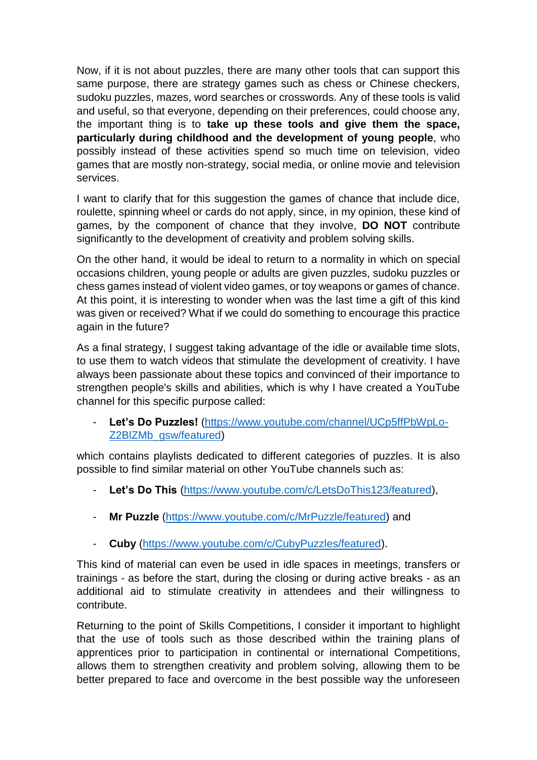Now, if it is not about puzzles, there are many other tools that can support this same purpose, there are strategy games such as chess or Chinese checkers, sudoku puzzles, mazes, word searches or crosswords. Any of these tools is valid and useful, so that everyone, depending on their preferences, could choose any, the important thing is to **take up these tools and give them the space, particularly during childhood and the development of young people**, who possibly instead of these activities spend so much time on television, video games that are mostly non-strategy, social media, or online movie and television services.

I want to clarify that for this suggestion the games of chance that include dice, roulette, spinning wheel or cards do not apply, since, in my opinion, these kind of games, by the component of chance that they involve, **DO NOT** contribute significantly to the development of creativity and problem solving skills.

On the other hand, it would be ideal to return to a normality in which on special occasions children, young people or adults are given puzzles, sudoku puzzles or chess games instead of violent video games, or toy weapons or games of chance. At this point, it is interesting to wonder when was the last time a gift of this kind was given or received? What if we could do something to encourage this practice again in the future?

As a final strategy, I suggest taking advantage of the idle or available time slots, to use them to watch videos that stimulate the development of creativity. I have always been passionate about these topics and convinced of their importance to strengthen people's skills and abilities, which is why I have created a YouTube channel for this specific purpose called:

- **Let's Do Puzzles!** ([https://www.youtube.com/channel/UCp5ffPbWpLo-Z2BlZMb_gsw/featured](https://www.youtube.com/channel/UCp5ffPbWpLo-Z2BlZMb_gsw/featured))

which contains playlists dedicated to different categories of puzzles. It is also possible to find similar material on other YouTube channels such as:

- **Let's Do This** ([https://www.youtube.com/c/LetsDoThis123/featured](https://www.youtube.com/c/LetsDoThis123/featured)),
- **Mr Puzzle** ([https://www.youtube.com/c/MrPuzzle/featured](https://www.youtube.com/c/MrPuzzle/featured)) and
- **Cuby** ([https://www.youtube.com/c/CubyPuzzles/featured](https://www.youtube.com/c/CubyPuzzles/featured)).

This kind of material can even be used in idle spaces in meetings, transfers or trainings - as before the start, during the closing or during active breaks - as an additional aid to stimulate creativity in attendees and their willingness to contribute.

Returning to the point of Skills Competitions, I consider it important to highlight that the use of tools such as those described within the training plans of apprentices prior to participation in continental or international Competitions, allows them to strengthen creativity and problem solving, allowing them to be better prepared to face and overcome in the best possible way the unforeseen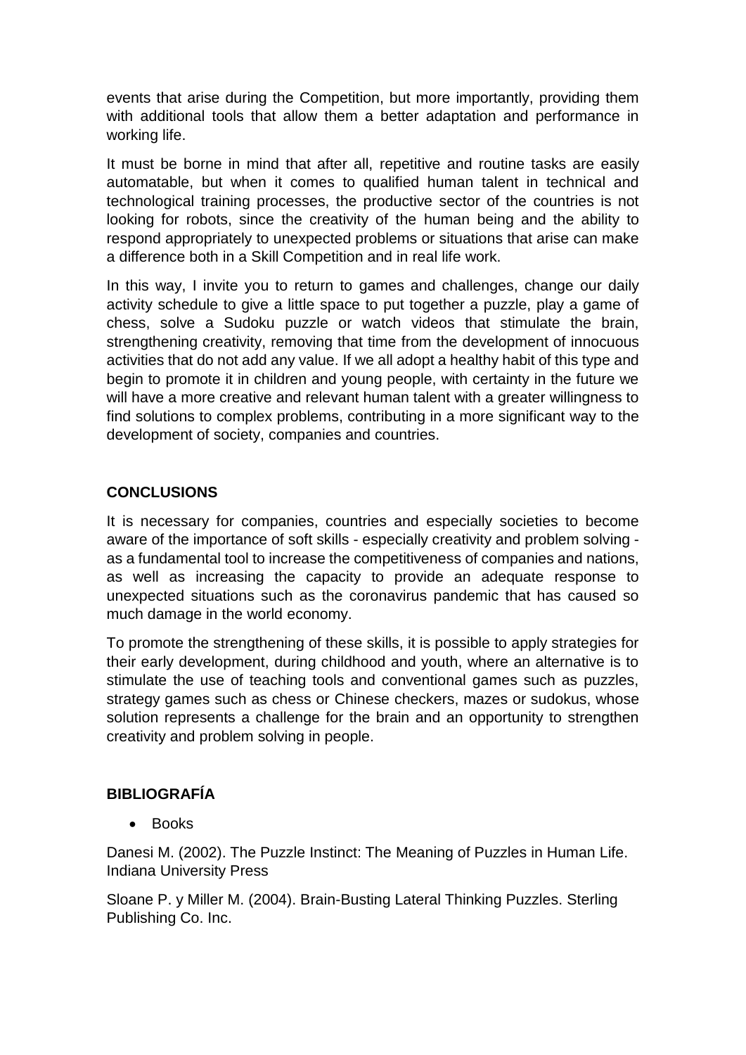events that arise during the Competition, but more importantly, providing them with additional tools that allow them a better adaptation and performance in working life.

It must be borne in mind that after all, repetitive and routine tasks are easily automatable, but when it comes to qualified human talent in technical and technological training processes, the productive sector of the countries is not looking for robots, since the creativity of the human being and the ability to respond appropriately to unexpected problems or situations that arise can make a difference both in a Skill Competition and in real life work.

In this way, I invite you to return to games and challenges, change our daily activity schedule to give a little space to put together a puzzle, play a game of chess, solve a Sudoku puzzle or watch videos that stimulate the brain, strengthening creativity, removing that time from the development of innocuous activities that do not add any value. If we all adopt a healthy habit of this type and begin to promote it in children and young people, with certainty in the future we will have a more creative and relevant human talent with a greater willingness to find solutions to complex problems, contributing in a more significant way to the development of society, companies and countries.

## CONCLUSIONS

It is necessary for companies, countries and especially societies to become aware of the importance of soft skills - especially creativity and problem solving - as a fundamental tool to increase the competitiveness of companies and nations, as well as increasing the capacity to provide an adequate response to unexpected situations such as the coronavirus pandemic that has caused so much damage in the world economy.

To promote the strengthening of these skills, it is possible to apply strategies for their early development, during childhood and youth, where an alternative is to stimulate the use of teaching tools and conventional games such as puzzles, strategy games such as chess or Chinese checkers, mazes or sudokus, whose solution represents a challenge for the brain and an opportunity to strengthen creativity and problem solving in people.

## BIBLIOGRAFÍA

- Books

Danesi M. (2002). The Puzzle Instinct: The Meaning of Puzzles in Human Life. Indiana University Press

Sloane P. y Miller M. (2004). Brain-Busting Lateral Thinking Puzzles. Sterling Publishing Co. Inc.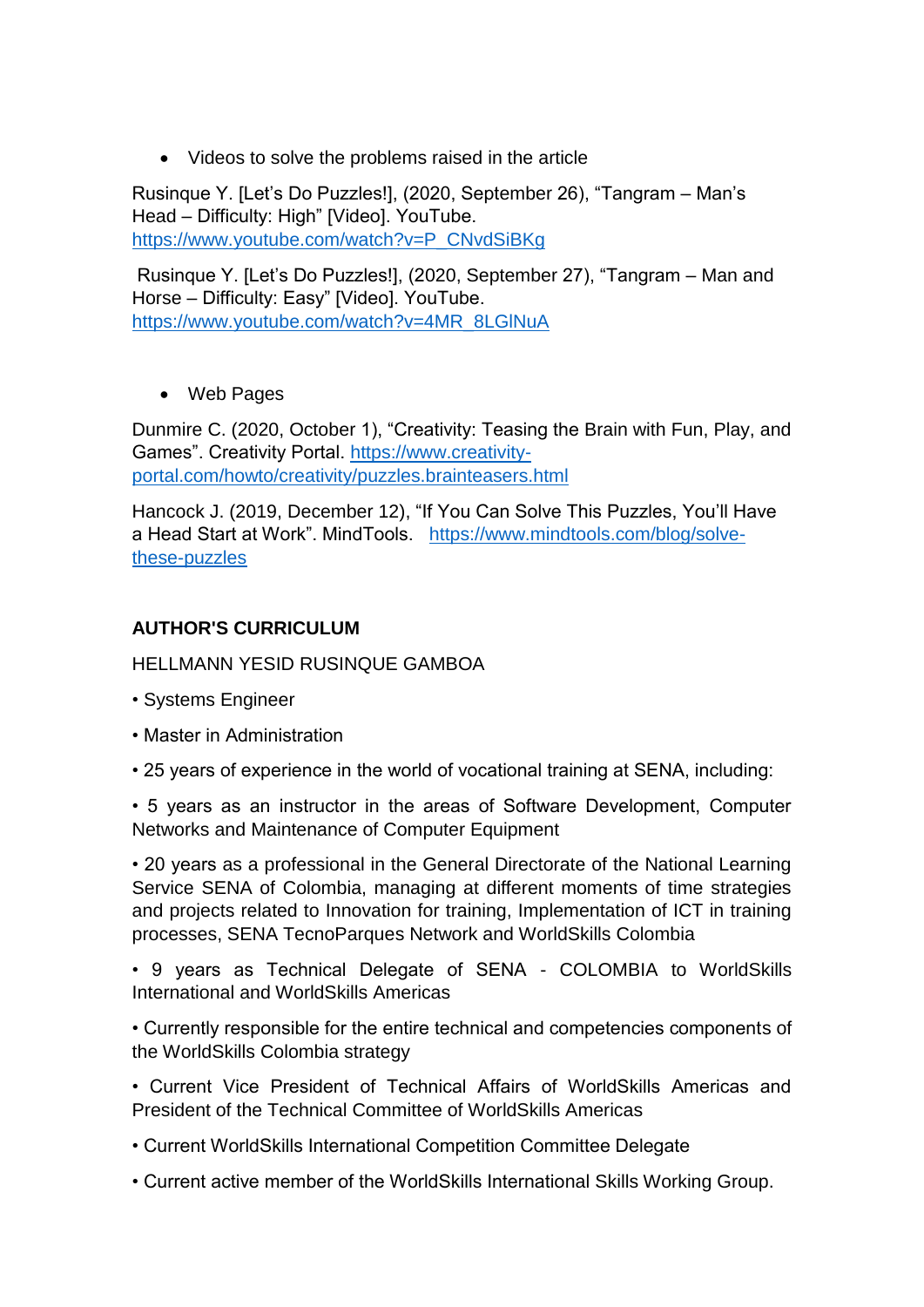- Videos to solve the problems raised in the article

Rusinque Y. [Let's Do Puzzles!], (2020, September 26), "Tangram – Man's Head – Difficulty: High" [Video]. YouTube. https://www.youtube.com/watch?v=P_CNvdSiBKg

Rusinque Y. [Let's Do Puzzles!], (2020, September 27), "Tangram – Man and Horse – Difficulty: Easy" [Video]. YouTube. https://www.youtube.com/watch?v=4MR_8LGlNuA

- Web Pages

Dunmire C. (2020, October 1), "Creativity: Teasing the Brain with Fun, Play, and Games". Creativity Portal. https://www.creativity-portal.com/howto/creativity/puzzles.brainteasers.html

Hancock J. (2019, December 12), "If You Can Solve This Puzzles, You'll Have a Head Start at Work". MindTools. https://www.mindtools.com/blog/solve-these-puzzles

**AUTHOR'S CURRICULUM**

HELLMANN YESID RUSINQUE GAMBOA

• Systems Engineer

• Master in Administration

• 25 years of experience in the world of vocational training at SENA, including:

• 5 years as an instructor in the areas of Software Development, Computer Networks and Maintenance of Computer Equipment

• 20 years as a professional in the General Directorate of the National Learning Service SENA of Colombia, managing at different moments of time strategies and projects related to Innovation for training, Implementation of ICT in training processes, SENA TecnoParques Network and WorldSkills Colombia

• 9 years as Technical Delegate of SENA - COLOMBIA to WorldSkills International and WorldSkills Americas

• Currently responsible for the entire technical and competencies components of the WorldSkills Colombia strategy

• Current Vice President of Technical Affairs of WorldSkills Americas and President of the Technical Committee of WorldSkills Americas

• Current WorldSkills International Competition Committee Delegate

• Current active member of the WorldSkills International Skills Working Group.